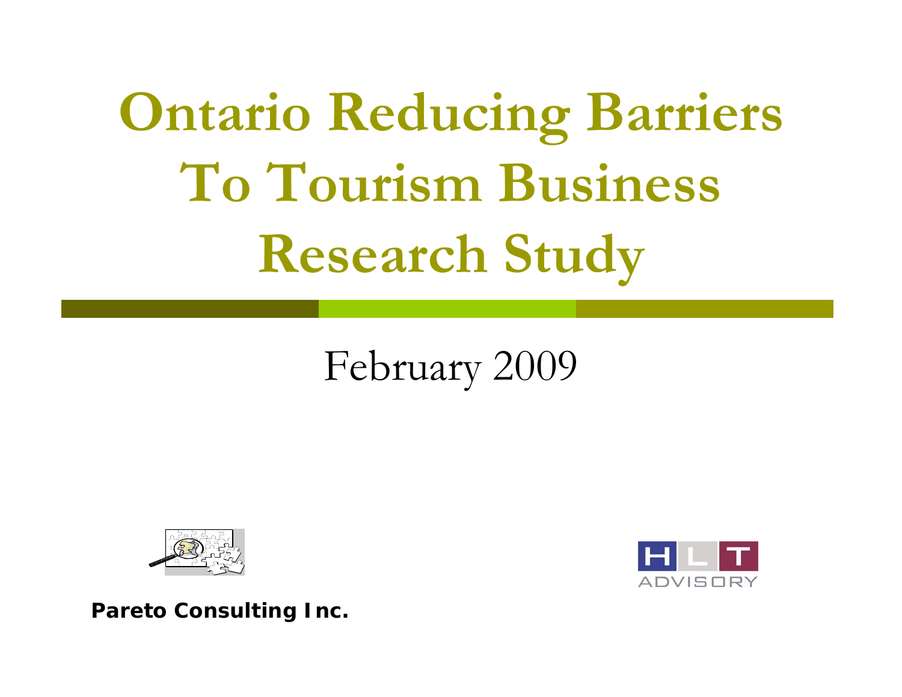# Ontario Reducing Barriers To Tourism Business Research Study

February 2009

**Pareto Consulting Inc.**

HLT ADVISORY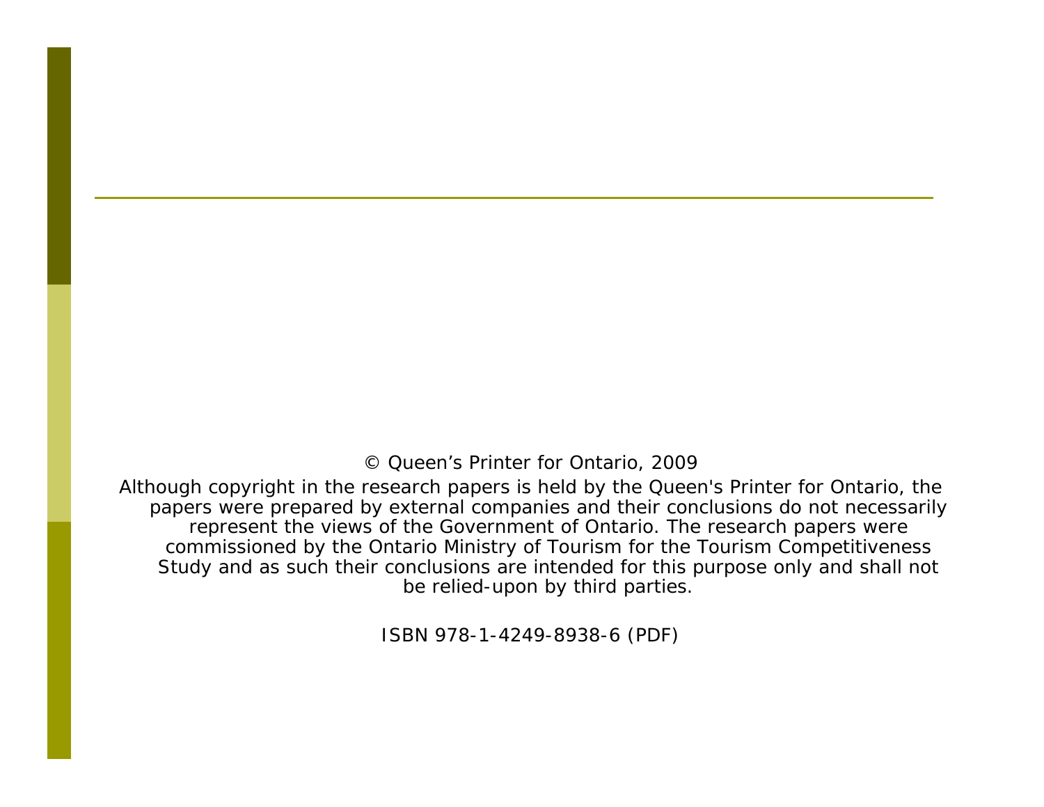© Queen's Printer for Ontario, 2009

Although copyright in the research papers is held by the Queen's Printer for Ontario, the papers were prepared by external companies and their conclusions do not necessarily represent the views of the Government of Ontario. The research papers were commissioned by the Ontario Ministry of Tourism for the Tourism Competitiveness Study and as such their conclusions are intended for this purpose only and shall not be relied-upon by third parties.

ISBN 978-1-4249-8938-6 (PDF)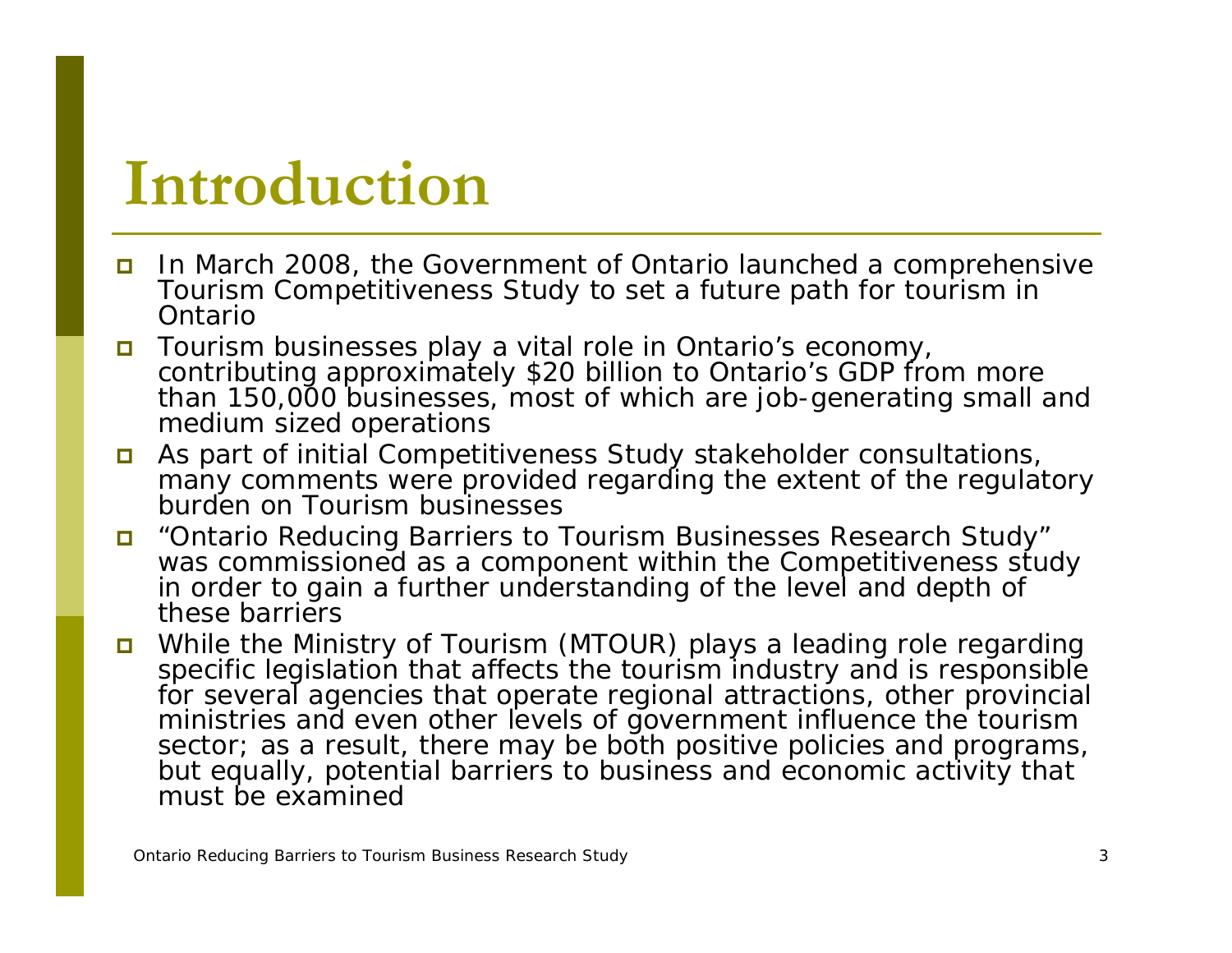# Introduction

- In March 2008, the Government of Ontario launched a comprehensive Tourism Competitiveness Study to set a future path for tourism in Ontario
- Tourism businesses play a vital role in Ontario's economy, contributing approximately $20 billion to Ontario's GDP from more than 150,000 businesses, most of which are job-generating small and medium sized operations
- As part of initial Competitiveness Study stakeholder consultations, many comments were provided regarding the extent of the regulatory burden on Tourism businesses
- "Ontario Reducing Barriers to Tourism Businesses Research Study" was commissioned as a component within the Competitiveness study in order to gain a further understanding of the level and depth of these barriers
- While the Ministry of Tourism (MTOUR) plays a leading role regarding specific legislation that affects the tourism industry and is responsible for several agencies that operate regional attractions, other provincial ministries and even other levels of government influence the tourism sector; as a result, there may be both positive policies and programs, but equally, potential barriers to business and economic activity that must be examined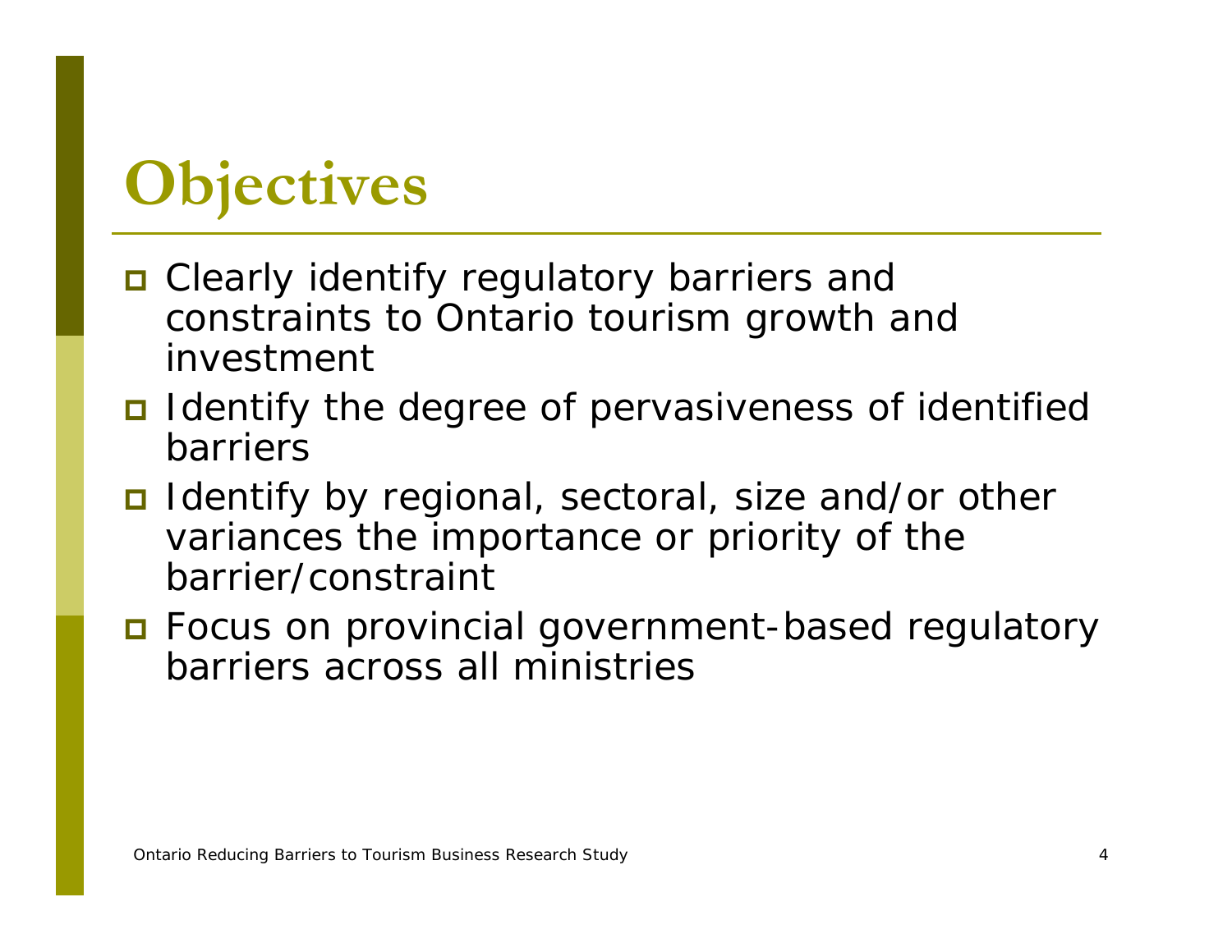# Objectives

- Clearly identify regulatory barriers and constraints to Ontario tourism growth and investment
- Identify the degree of pervasiveness of identified barriers
- Identify by regional, sectoral, size and/or other variances the importance or priority of the barrier/constraint
- Focus on provincial government-based regulatory barriers across all ministries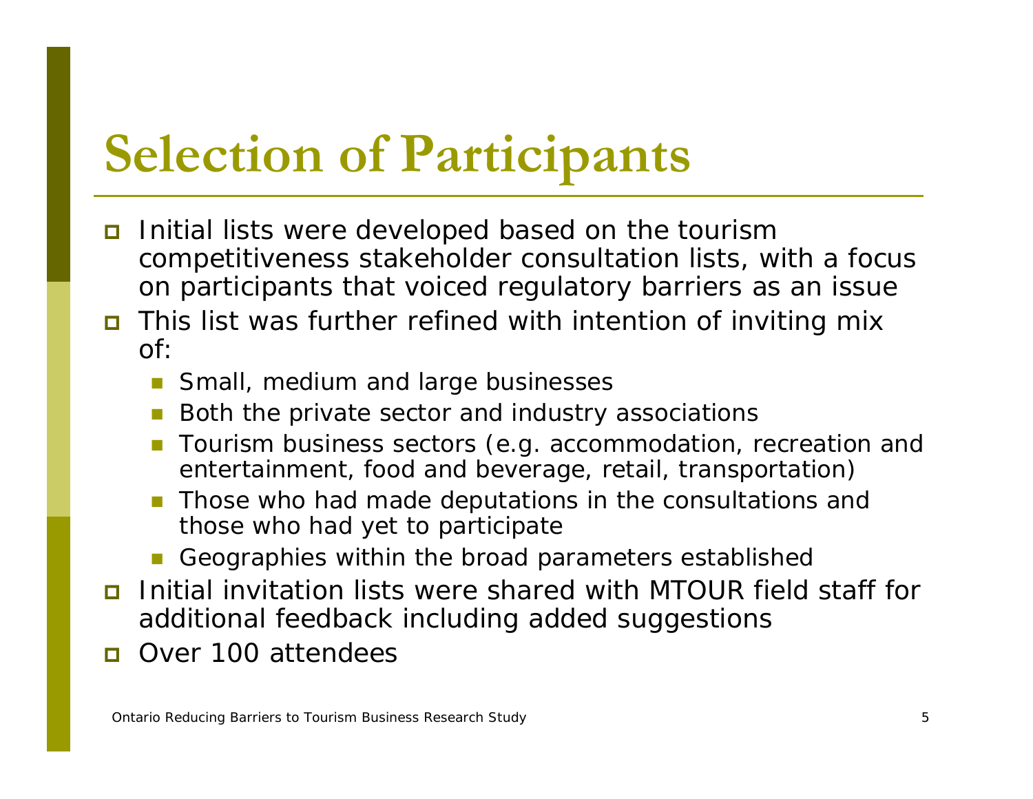# Selection of Participants

- Initial lists were developed based on the tourism competitiveness stakeholder consultation lists, with a focus on participants that voiced regulatory barriers as an issue
- This list was further refined with intention of inviting mix of:
  - Small, medium and large businesses
  - Both the private sector and industry associations
  - Tourism business sectors (e.g. accommodation, recreation and entertainment, food and beverage, retail, transportation)
  - Those who had made deputations in the consultations and those who had yet to participate
  - Geographies within the broad parameters established
- Initial invitation lists were shared with MTOUR field staff for additional feedback including added suggestions
- Over 100 attendees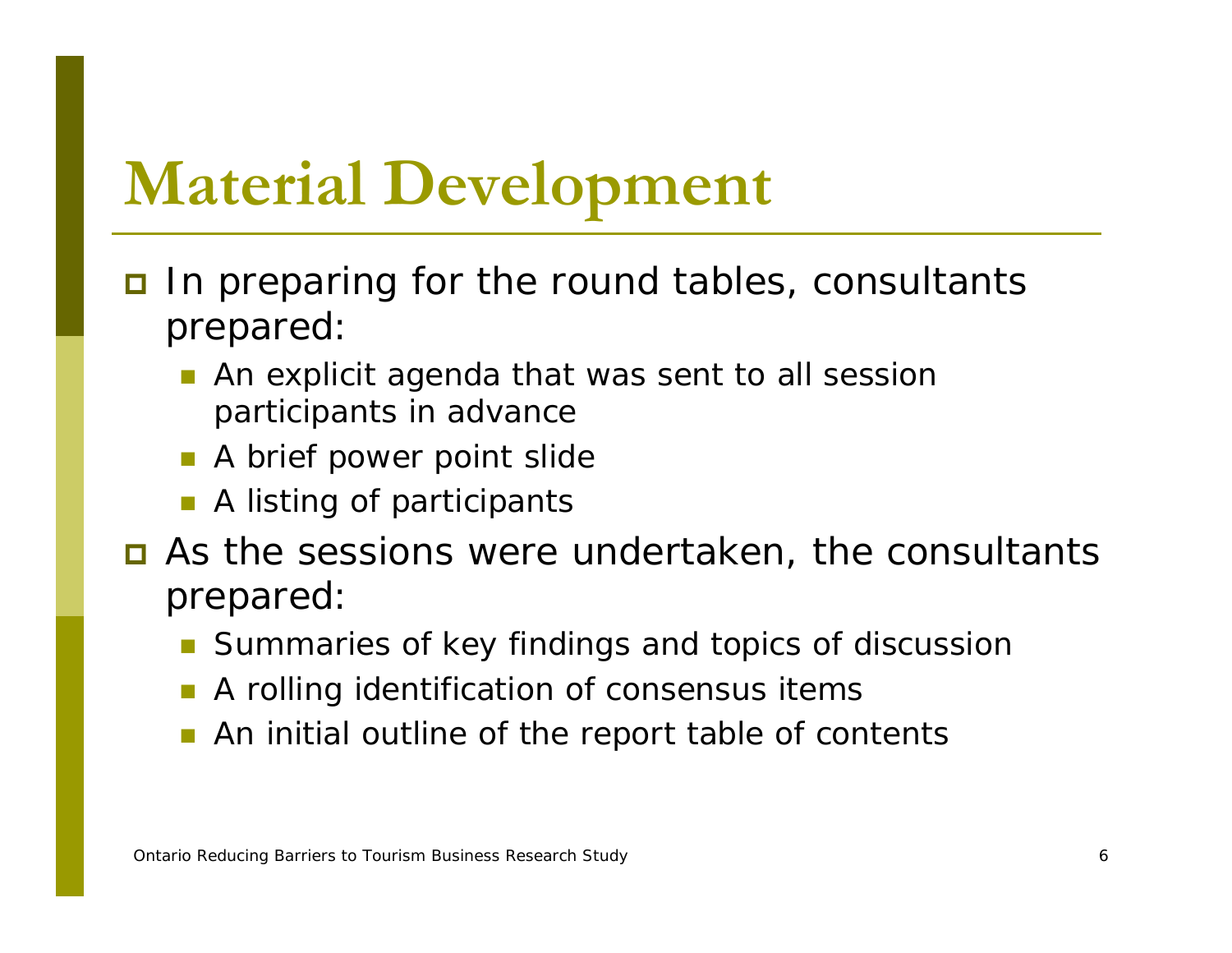# Material Development

- In preparing for the round tables, consultants prepared:
  - An explicit agenda that was sent to all session participants in advance
  - A brief power point slide
  - A listing of participants
- As the sessions were undertaken, the consultants prepared:
  - Summaries of key findings and topics of discussion
  - A rolling identification of consensus items
  - An initial outline of the report table of contents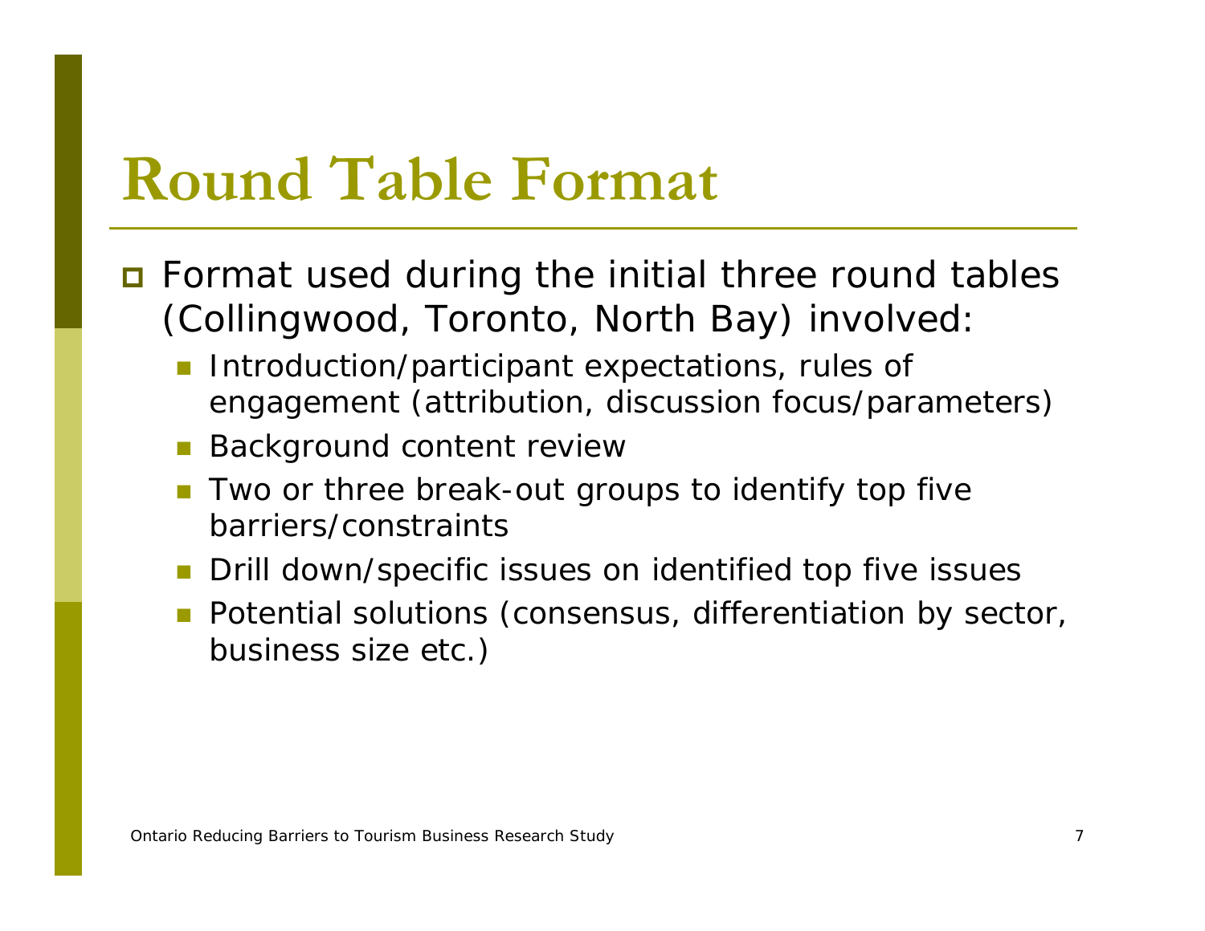# Round Table Format

- Format used during the initial three round tables (Collingwood, Toronto, North Bay) involved:
  - Introduction/participant expectations, rules of engagement (attribution, discussion focus/parameters)
  - Background content review
  - Two or three break-out groups to identify top five barriers/constraints
  - Drill down/specific issues on identified top five issues
  - Potential solutions (consensus, differentiation by sector, business size etc.)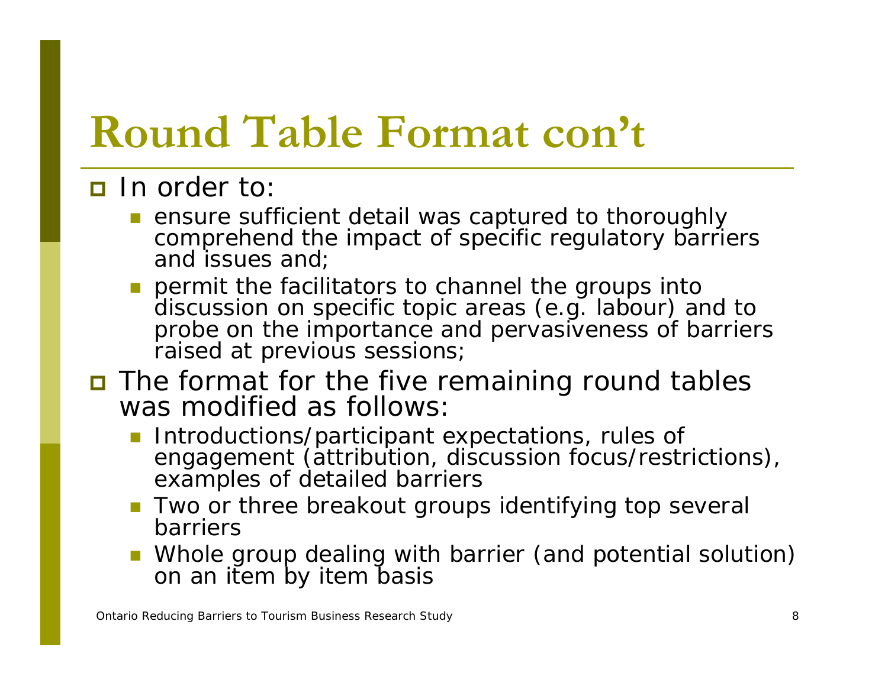# Round Table Format con't

- In order to:
  - ensure sufficient detail was captured to thoroughly comprehend the impact of specific regulatory barriers and issues and;
  - permit the facilitators to channel the groups into discussion on specific topic areas (e.g. labour) and to probe on the importance and pervasiveness of barriers raised at previous sessions;
- The format for the five remaining round tables was modified as follows:
  - Introductions/participant expectations, rules of engagement (attribution, discussion focus/restrictions), examples of detailed barriers
  - Two or three breakout groups identifying top several barriers
  - Whole group dealing with barrier (and potential solution) on an item by item basis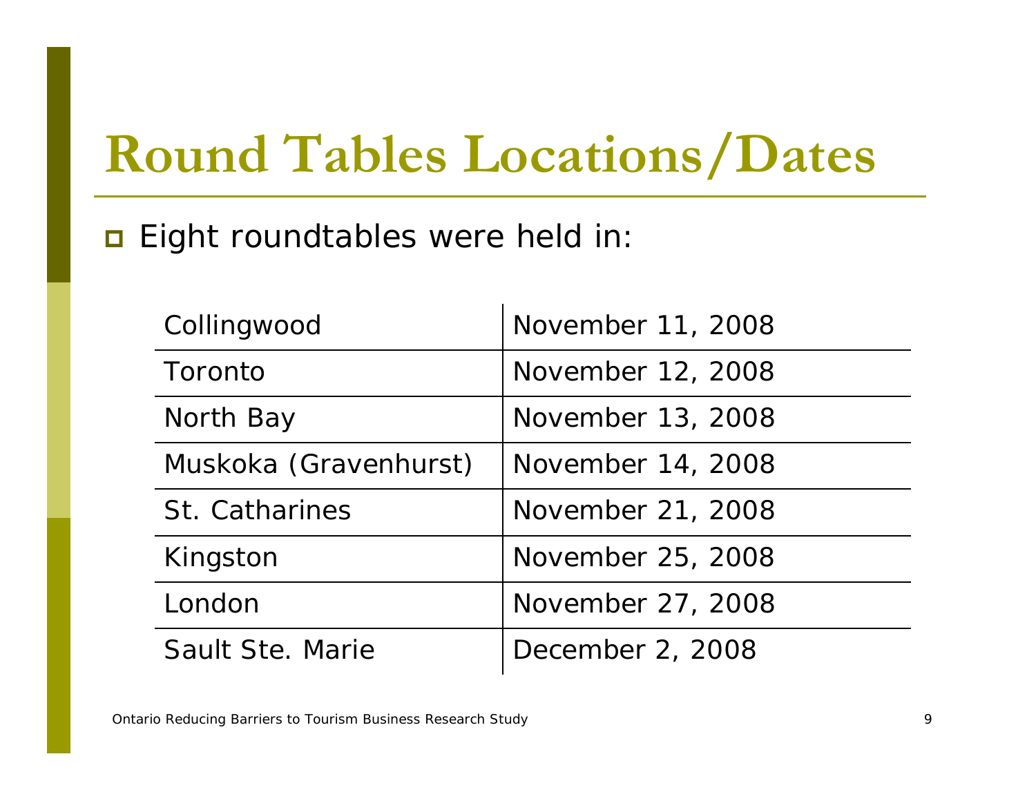# Round Tables Locations/Dates

- Eight roundtables were held in:

| | |
|---|---|
| Collingwood | November 11, 2008 |
| Toronto | November 12, 2008 |
| North Bay | November 13, 2008 |
| Muskoka (Gravenhurst) | November 14, 2008 |
| St. Catharines | November 21, 2008 |
| Kingston | November 25, 2008 |
| London | November 27, 2008 |
| Sault Ste. Marie | December 2, 2008 |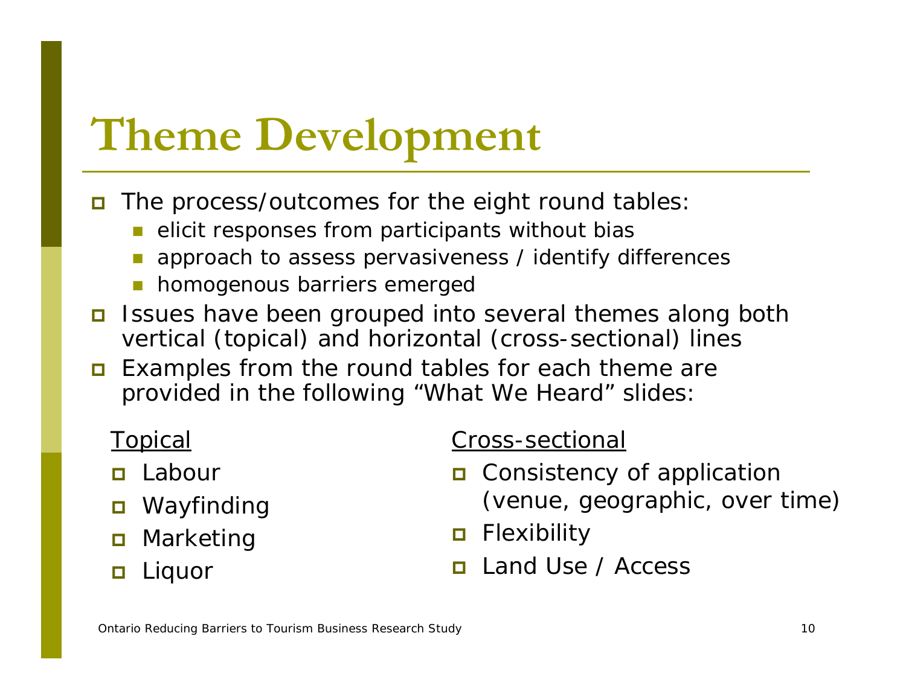# Theme Development

- The process/outcomes for the eight round tables:
  - elicit responses from participants without bias
  - approach to assess pervasiveness / identify differences
  - homogenous barriers emerged
- Issues have been grouped into several themes along both vertical (topical) and horizontal (cross-sectional) lines
- Examples from the round tables for each theme are provided in the following "What We Heard" slides:

Topical

- Labour
- Wayfinding
- Marketing
- Liquor

Cross-sectional

- Consistency of application (venue, geographic, over time)
- Flexibility
- Land Use / Access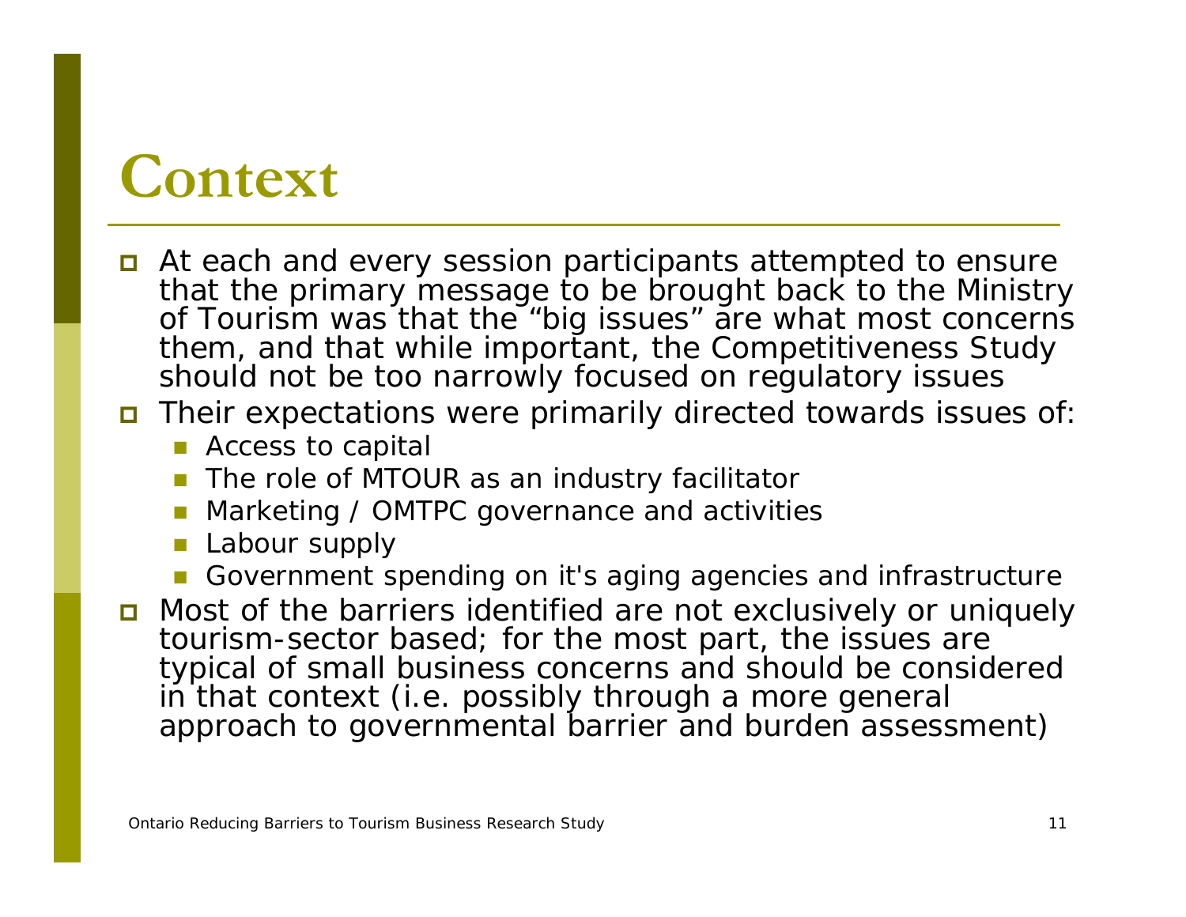# Context

- At each and every session participants attempted to ensure that the primary message to be brought back to the Ministry of Tourism was that the “big issues” are what most concerns them, and that while important, the Competitiveness Study should not be too narrowly focused on regulatory issues
- Their expectations were primarily directed towards issues of:
  - Access to capital
  - The role of MTOUR as an industry facilitator
  - Marketing / OMTPC governance and activities
  - Labour supply
  - Government spending on it's aging agencies and infrastructure
- Most of the barriers identified are not exclusively or uniquely tourism-sector based; for the most part, the issues are typical of small business concerns and should be considered in that context (i.e. possibly through a more general approach to governmental barrier and burden assessment)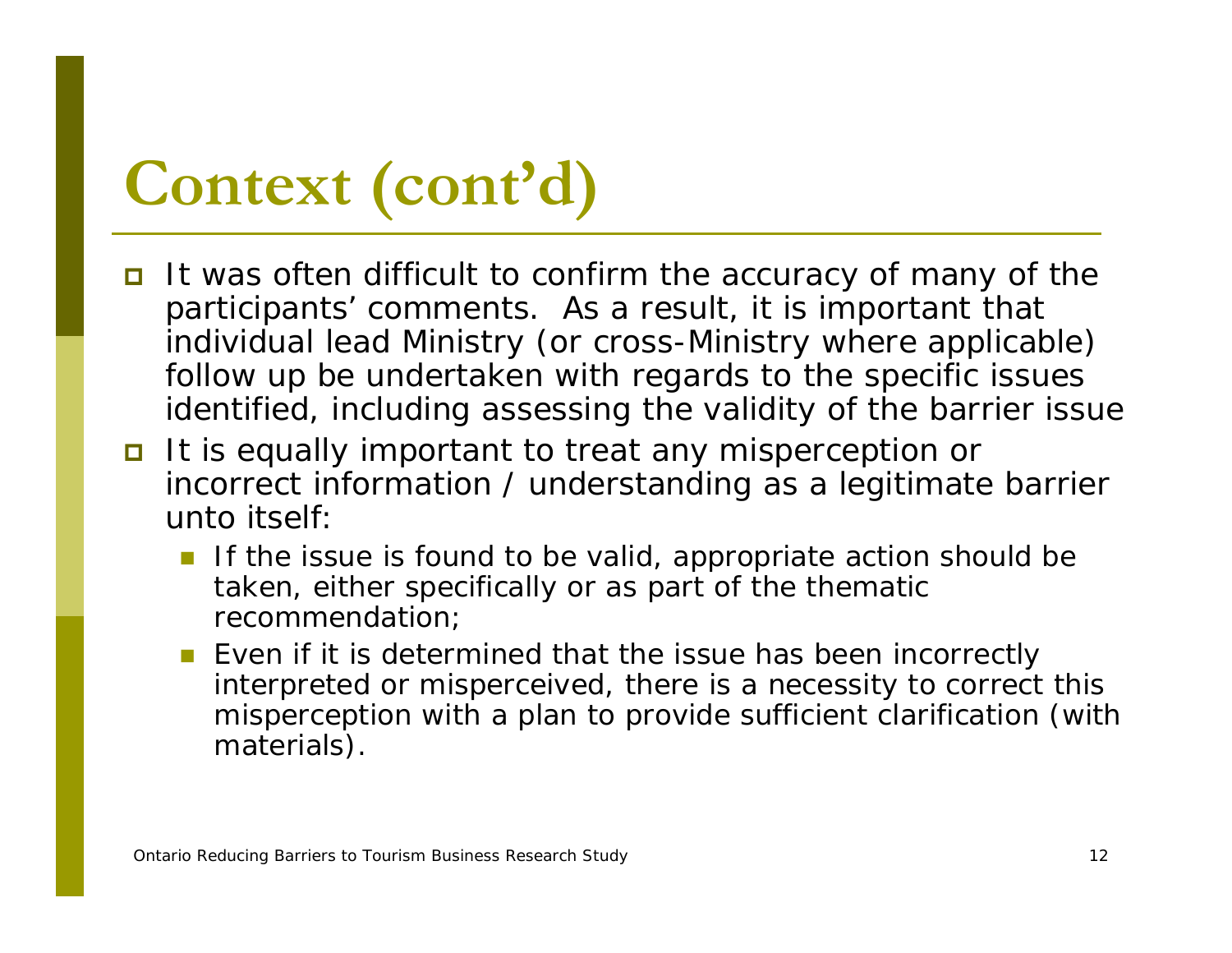# Context (cont'd)

- It was often difficult to confirm the accuracy of many of the participants' comments. As a result, it is important that individual lead Ministry (or cross-Ministry where applicable) follow up be undertaken with regards to the specific issues identified, including assessing the validity of the barrier issue
- It is equally important to treat any misperception or incorrect information / understanding as a legitimate barrier unto itself:
  - If the issue is found to be valid, appropriate action should be taken, either specifically or as part of the thematic recommendation;
  - Even if it is determined that the issue has been incorrectly interpreted or misperceived, there is a necessity to correct this misperception with a plan to provide sufficient clarification (with materials).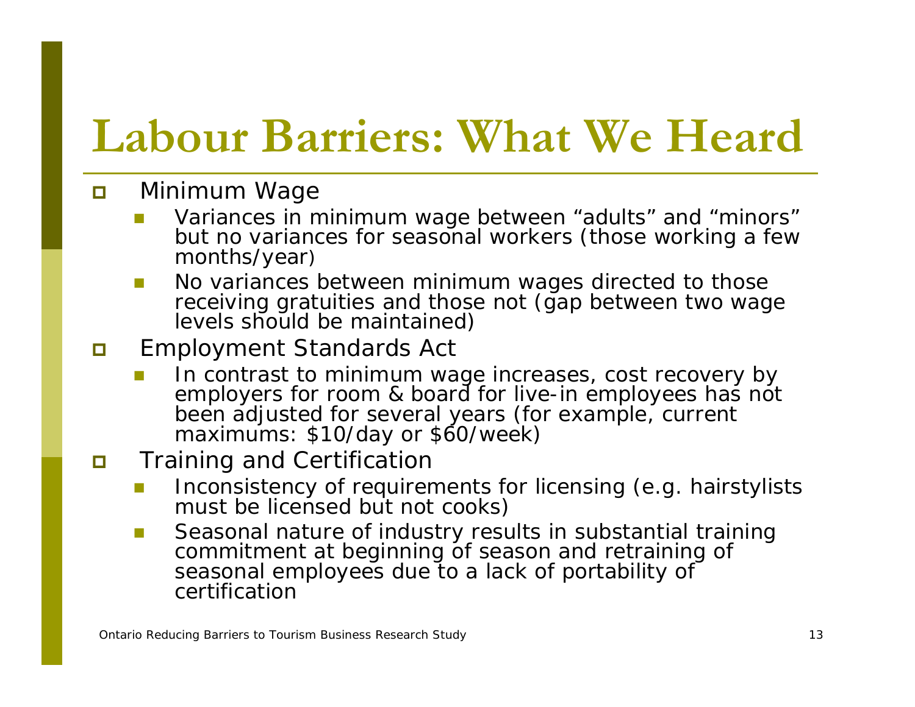# Labour Barriers: What We Heard

- Minimum Wage
  - Variances in minimum wage between "adults" and "minors" but no variances for seasonal workers (those working a few months/year)
  - No variances between minimum wages directed to those receiving gratuities and those not (gap between two wage levels should be maintained)
- Employment Standards Act
  - In contrast to minimum wage increases, cost recovery by employers for room & board for live-in employees has not been adjusted for several years (for example, current maximums: $10/day or $60/week)
- Training and Certification
  - Inconsistency of requirements for licensing (e.g. hairstylists must be licensed but not cooks)
  - Seasonal nature of industry results in substantial training commitment at beginning of season and retraining of seasonal employees due to a lack of portability of certification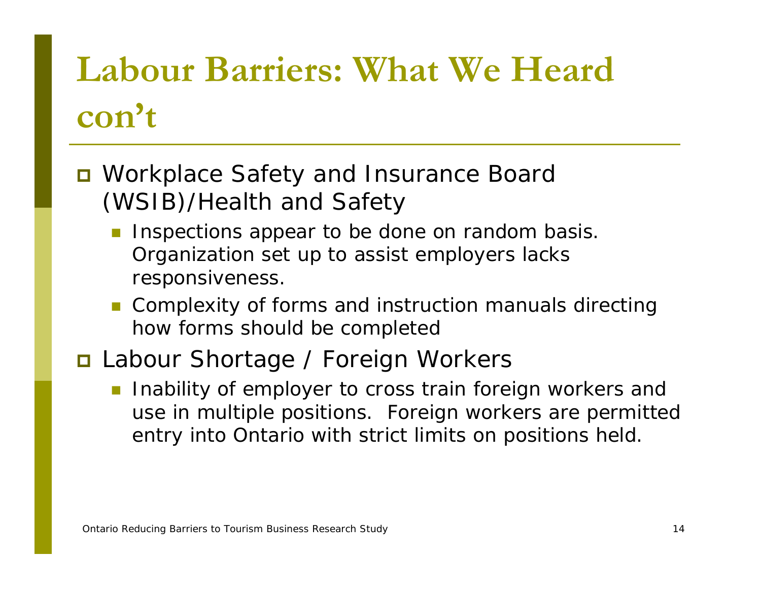# Labour Barriers: What We Heard con't

- Workplace Safety and Insurance Board (WSIB)/Health and Safety
  - Inspections appear to be done on random basis. Organization set up to assist employers lacks responsiveness.
  - Complexity of forms and instruction manuals directing how forms should be completed
- Labour Shortage / Foreign Workers
  - Inability of employer to cross train foreign workers and use in multiple positions. Foreign workers are permitted entry into Ontario with strict limits on positions held.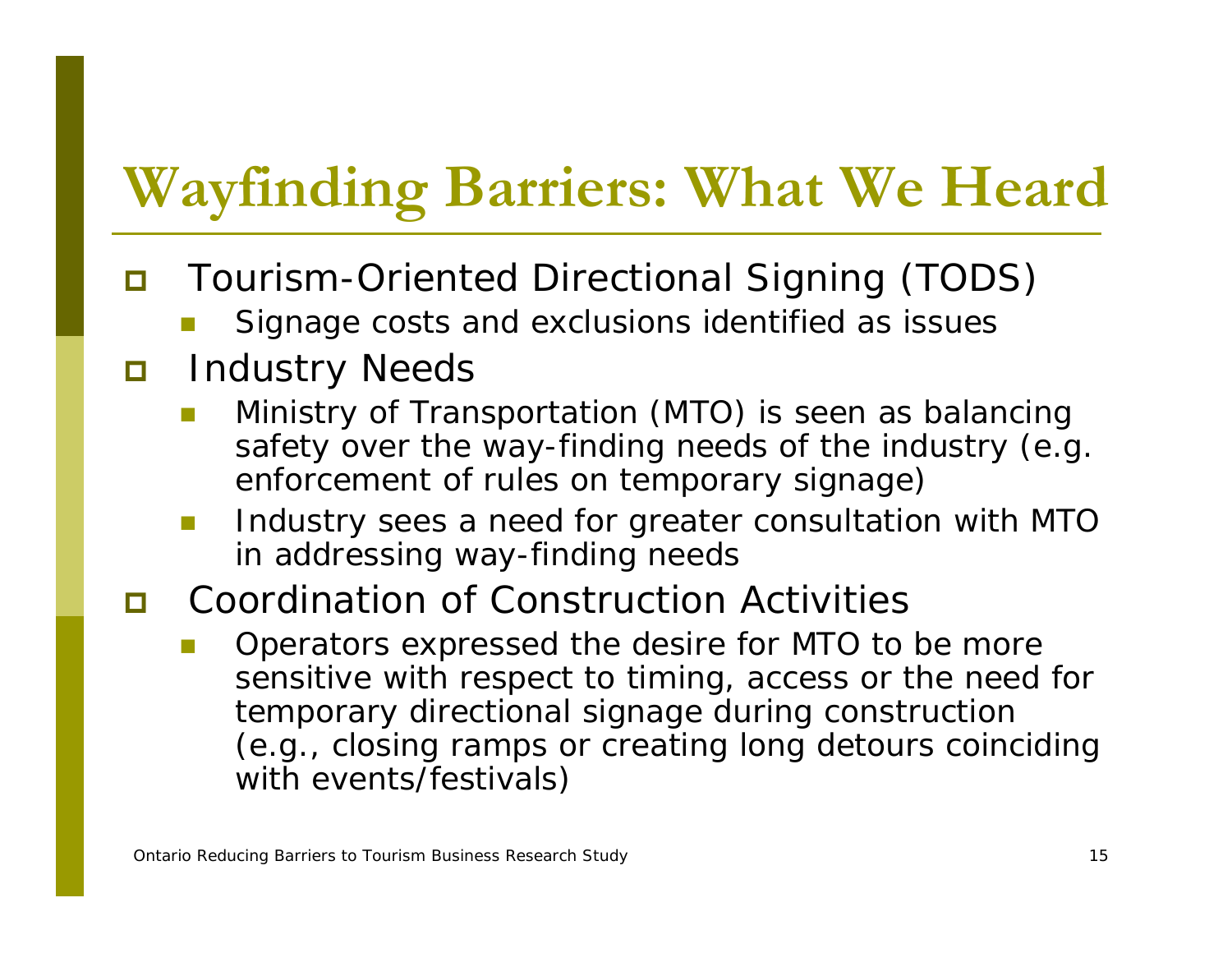# Wayfinding Barriers: What We Heard

- Tourism-Oriented Directional Signing (TODS)
  - Signage costs and exclusions identified as issues
- Industry Needs
  - Ministry of Transportation (MTO) is seen as balancing safety over the way-finding needs of the industry (e.g. enforcement of rules on temporary signage)
  - Industry sees a need for greater consultation with MTO in addressing way-finding needs
- Coordination of Construction Activities
  - Operators expressed the desire for MTO to be more sensitive with respect to timing, access or the need for temporary directional signage during construction (e.g., closing ramps or creating long detours coinciding with events/festivals)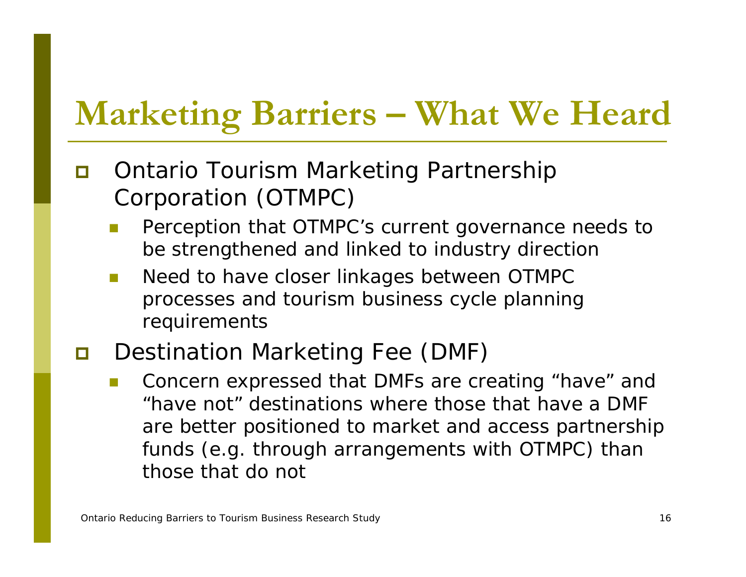# Marketing Barriers – What We Heard

- Ontario Tourism Marketing Partnership Corporation (OTMPC)
  - Perception that OTMPC's current governance needs to be strengthened and linked to industry direction
  - Need to have closer linkages between OTMPC processes and tourism business cycle planning requirements
- Destination Marketing Fee (DMF)
  - Concern expressed that DMFs are creating "have" and "have not" destinations where those that have a DMF are better positioned to market and access partnership funds (e.g. through arrangements with OTMPC) than those that do not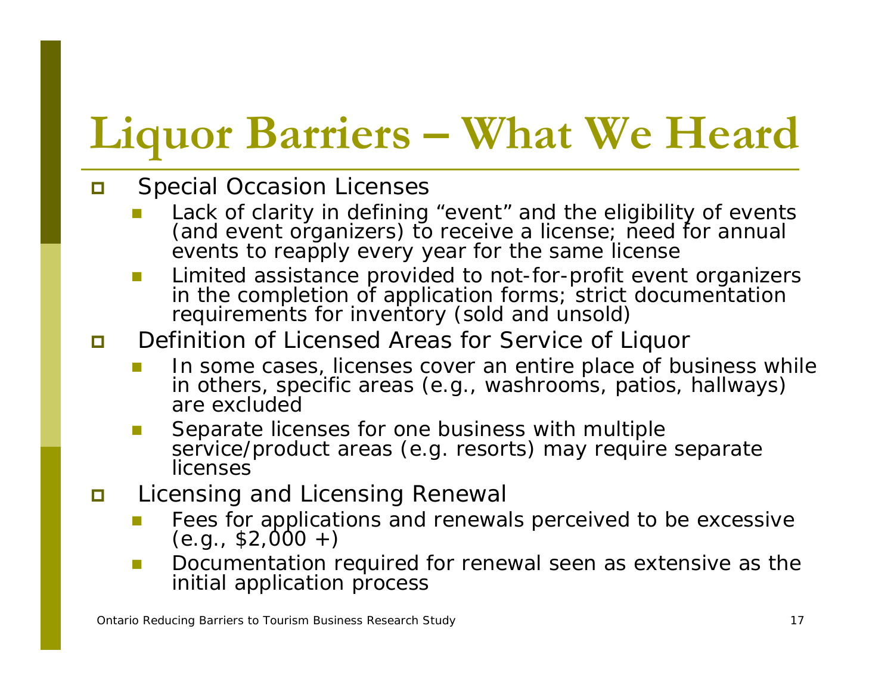# Liquor Barriers – What We Heard

- Special Occasion Licenses
  - Lack of clarity in defining "event" and the eligibility of events (and event organizers) to receive a license; need for annual events to reapply every year for the same license
  - Limited assistance provided to not-for-profit event organizers in the completion of application forms; strict documentation requirements for inventory (sold and unsold)
- Definition of Licensed Areas for Service of Liquor
  - In some cases, licenses cover an entire place of business while in others, specific areas (e.g., washrooms, patios, hallways) are excluded
  - Separate licenses for one business with multiple service/product areas (e.g. resorts) may require separate licenses
- Licensing and Licensing Renewal
  - Fees for applications and renewals perceived to be excessive (e.g., $2,000 +)
  - Documentation required for renewal seen as extensive as the initial application process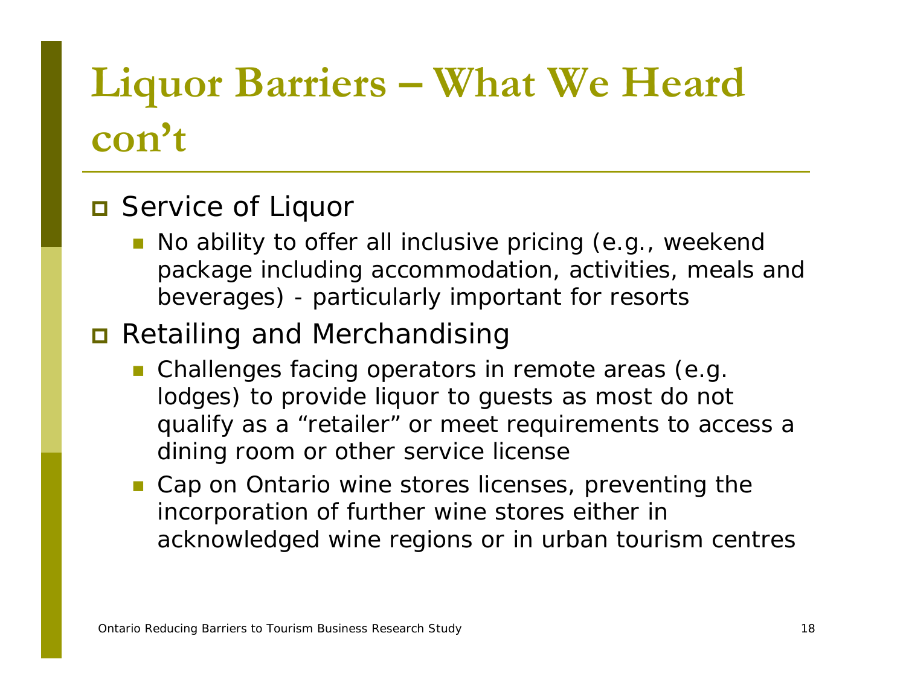# Liquor Barriers – What We Heard con't

- Service of Liquor
  - No ability to offer all inclusive pricing (e.g., weekend package including accommodation, activities, meals and beverages) - particularly important for resorts
- Retailing and Merchandising
  - Challenges facing operators in remote areas (e.g. lodges) to provide liquor to guests as most do not qualify as a "retailer" or meet requirements to access a dining room or other service license
  - Cap on Ontario wine stores licenses, preventing the incorporation of further wine stores either in acknowledged wine regions or in urban tourism centres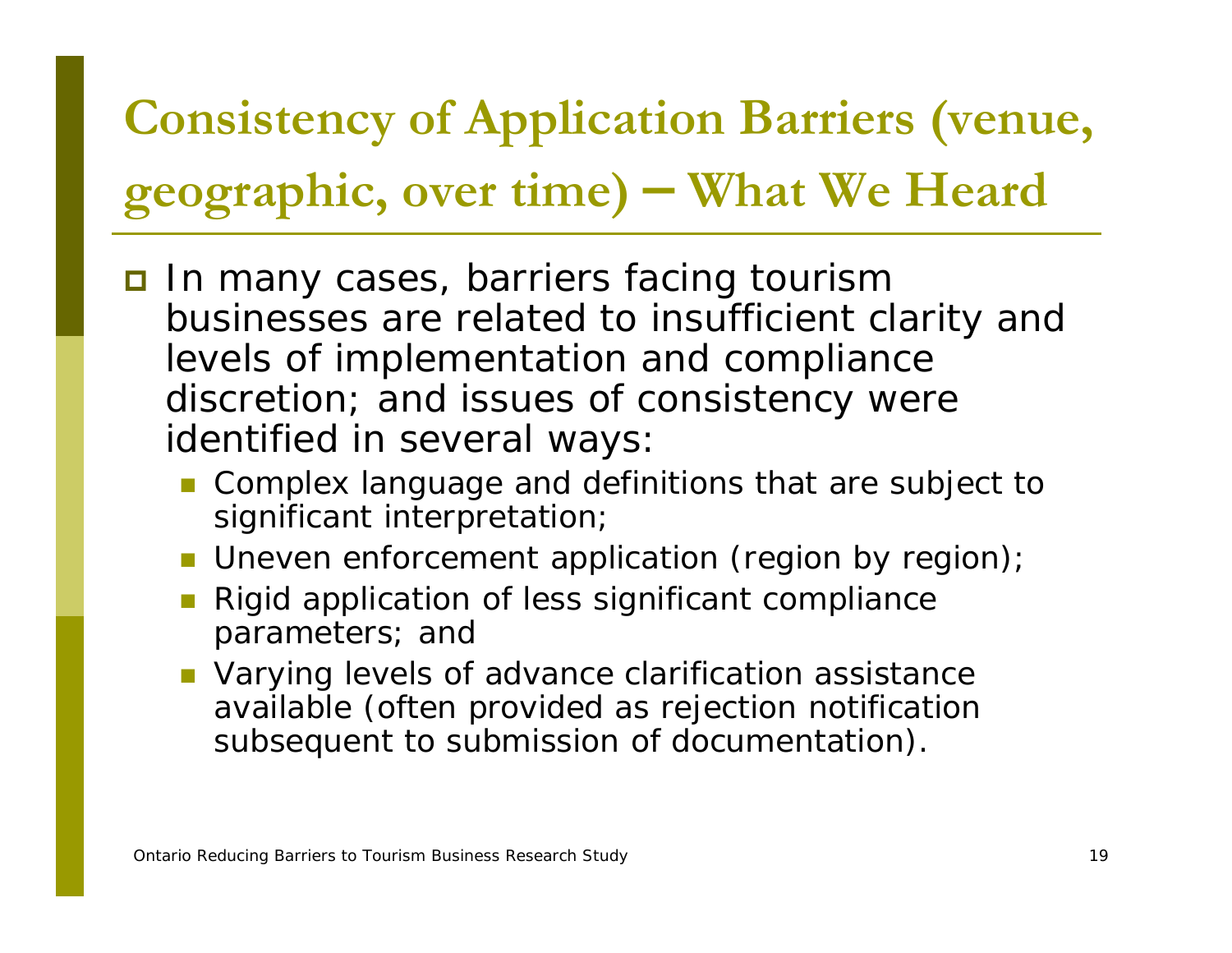# Consistency of Application Barriers (venue, geographic, over time) – What We Heard

- In many cases, barriers facing tourism businesses are related to insufficient clarity and levels of implementation and compliance discretion; and issues of consistency were identified in several ways:
  - Complex language and definitions that are subject to significant interpretation;
  - Uneven enforcement application (region by region);
  - Rigid application of less significant compliance parameters; and
  - Varying levels of advance clarification assistance available (often provided as rejection notification subsequent to submission of documentation).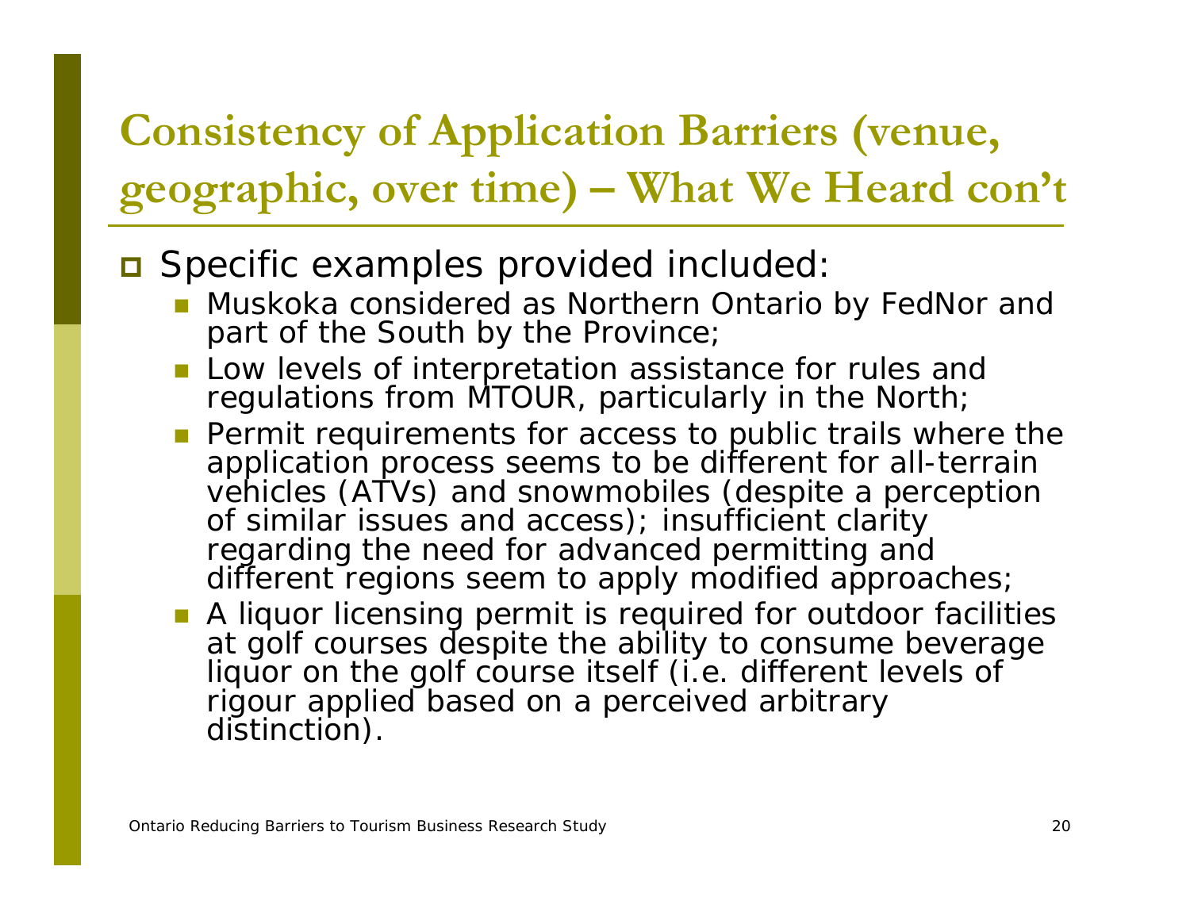# Consistency of Application Barriers (venue, geographic, over time) – What We Heard con't

- Specific examples provided included:
  - Muskoka considered as Northern Ontario by FedNor and part of the South by the Province;
  - Low levels of interpretation assistance for rules and regulations from MTOUR, particularly in the North;
  - Permit requirements for access to public trails where the application process seems to be different for all-terrain vehicles (ATVs) and snowmobiles (despite a perception of similar issues and access); insufficient clarity regarding the need for advanced permitting and different regions seem to apply modified approaches;
  - A liquor licensing permit is required for outdoor facilities at golf courses despite the ability to consume beverage liquor on the golf course itself (i.e. different levels of rigour applied based on a perceived arbitrary distinction).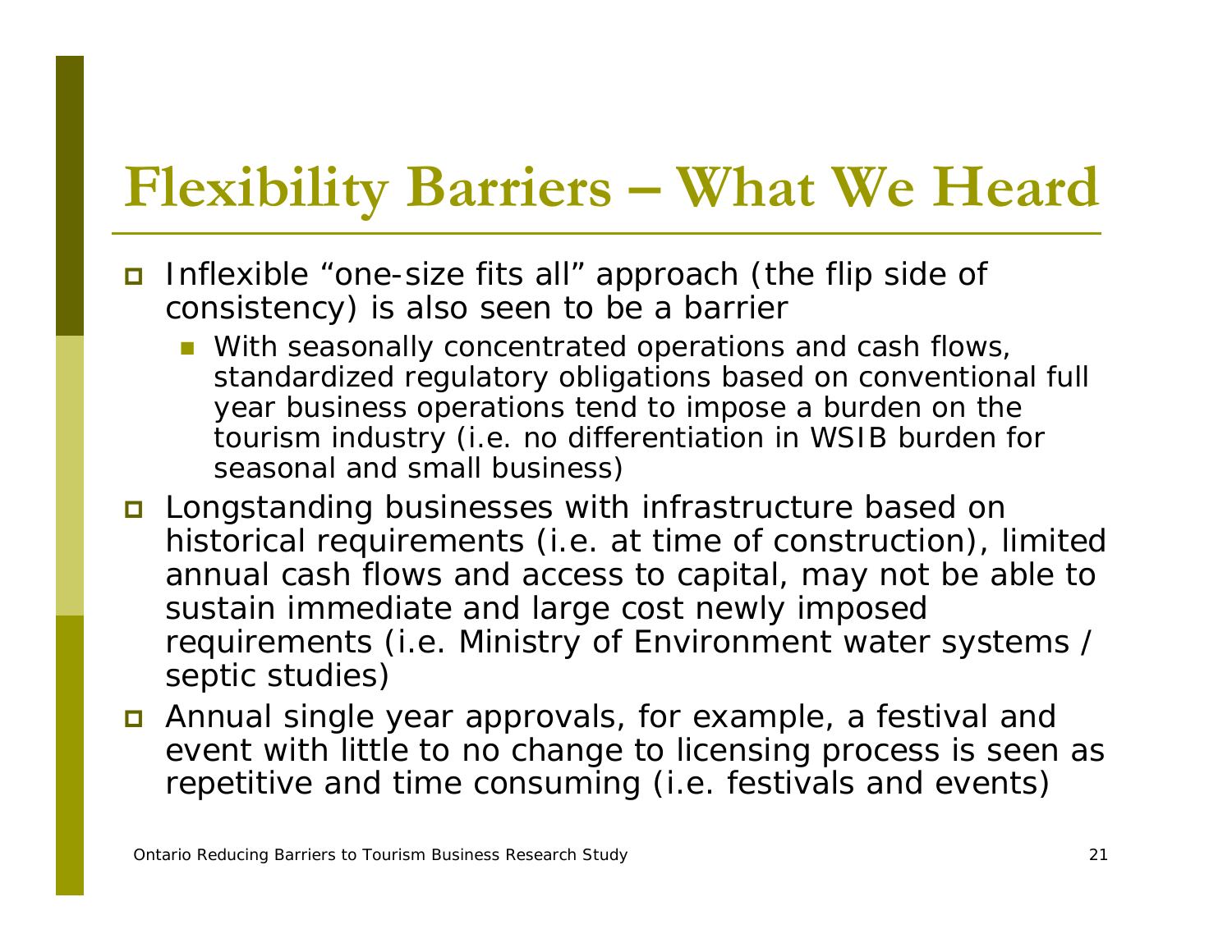# Flexibility Barriers – What We Heard

- Inflexible "one-size fits all" approach (the flip side of consistency) is also seen to be a barrier
  - With seasonally concentrated operations and cash flows, standardized regulatory obligations based on conventional full year business operations tend to impose a burden on the tourism industry (i.e. no differentiation in WSIB burden for seasonal and small business)
- Longstanding businesses with infrastructure based on historical requirements (i.e. at time of construction), limited annual cash flows and access to capital, may not be able to sustain immediate and large cost newly imposed requirements (i.e. Ministry of Environment water systems / septic studies)
- Annual single year approvals, for example, a festival and event with little to no change to licensing process is seen as repetitive and time consuming (i.e. festivals and events)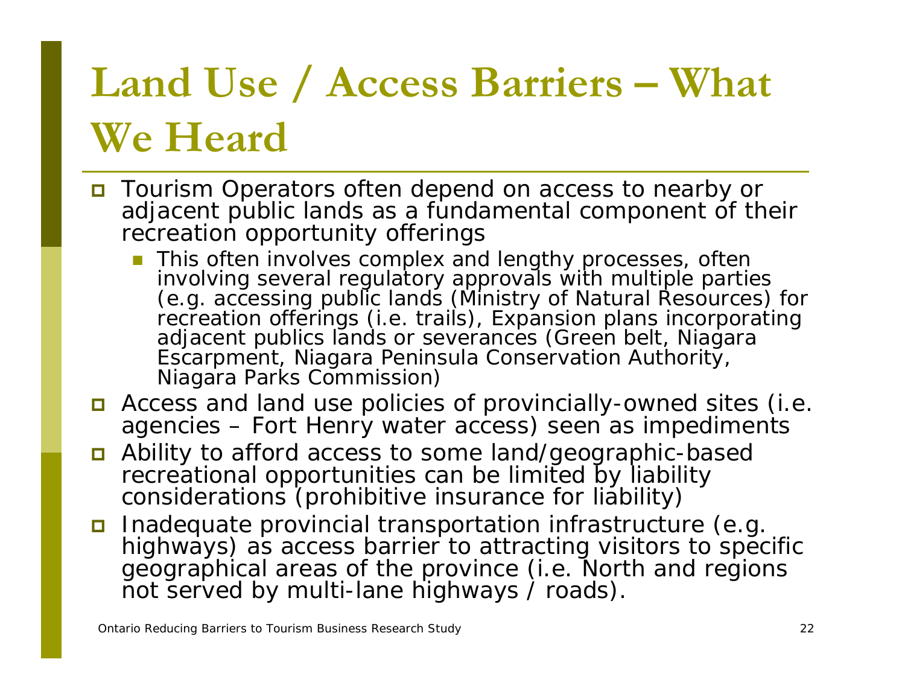# Land Use / Access Barriers – What We Heard

- Tourism Operators often depend on access to nearby or adjacent public lands as a fundamental component of their recreation opportunity offerings
  - This often involves complex and lengthy processes, often involving several regulatory approvals with multiple parties (e.g. accessing public lands (Ministry of Natural Resources) for recreation offerings (i.e. trails), Expansion plans incorporating adjacent publics lands or severances (Green belt, Niagara Escarpment, Niagara Peninsula Conservation Authority, Niagara Parks Commission)
- Access and land use policies of provincially-owned sites (i.e. agencies – Fort Henry water access) seen as impediments
- Ability to afford access to some land/geographic-based recreational opportunities can be limited by liability considerations (prohibitive insurance for liability)
- Inadequate provincial transportation infrastructure (e.g. highways) as access barrier to attracting visitors to specific geographical areas of the province (i.e. North and regions not served by multi-lane highways / roads).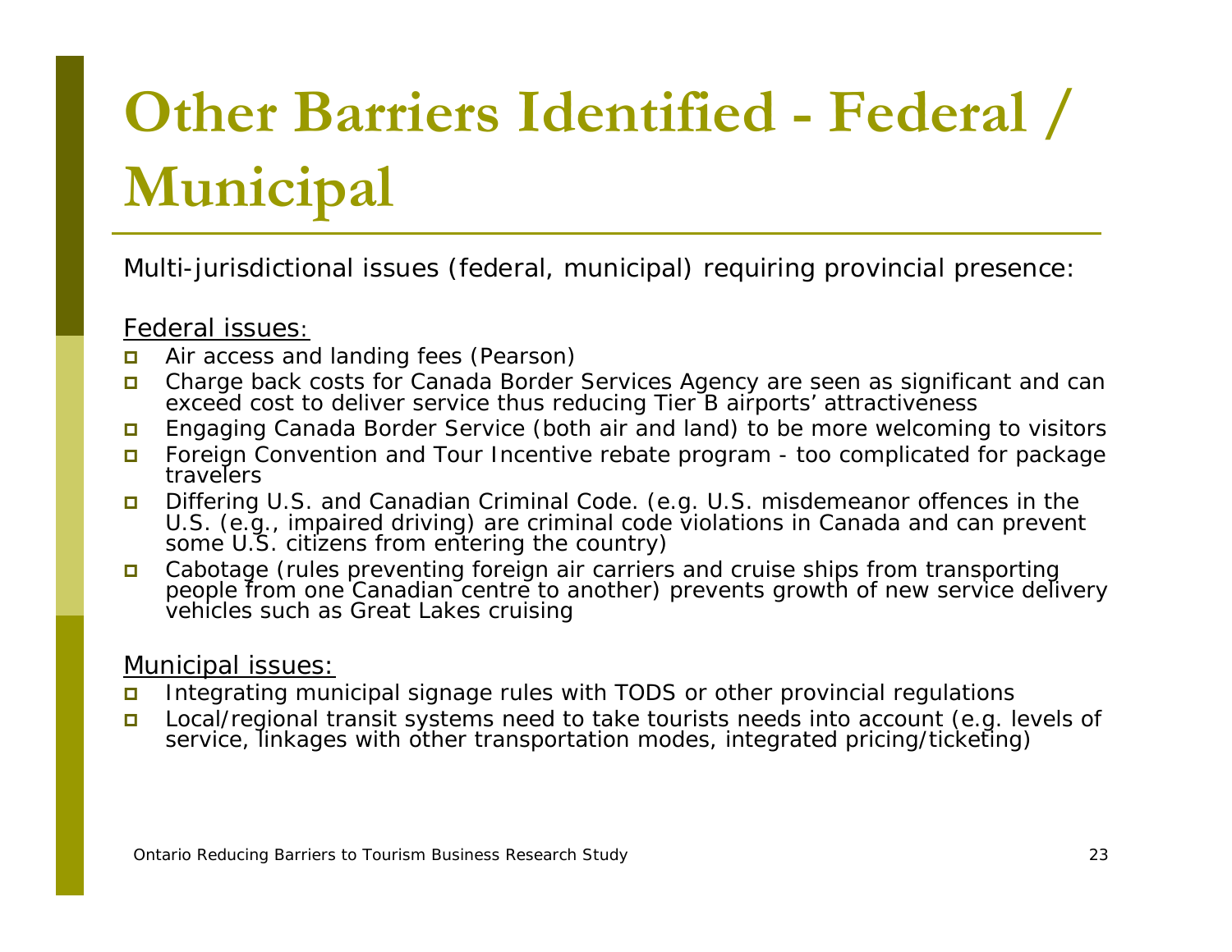# Other Barriers Identified - Federal / Municipal

Multi-jurisdictional issues (federal, municipal) requiring provincial presence:

Federal issues:

- Air access and landing fees (Pearson)
- Charge back costs for Canada Border Services Agency are seen as significant and can exceed cost to deliver service thus reducing Tier B airports' attractiveness
- Engaging Canada Border Service (both air and land) to be more welcoming to visitors
- Foreign Convention and Tour Incentive rebate program - too complicated for package travelers
- Differing U.S. and Canadian Criminal Code. (e.g. U.S. misdemeanor offences in the U.S. (e.g., impaired driving) are criminal code violations in Canada and can prevent some U.S. citizens from entering the country)
- Cabotage (rules preventing foreign air carriers and cruise ships from transporting people from one Canadian centre to another) prevents growth of new service delivery vehicles such as Great Lakes cruising

Municipal issues:

- Integrating municipal signage rules with TODS or other provincial regulations
- Local/regional transit systems need to take tourists needs into account (e.g. levels of service, linkages with other transportation modes, integrated pricing/ticketing)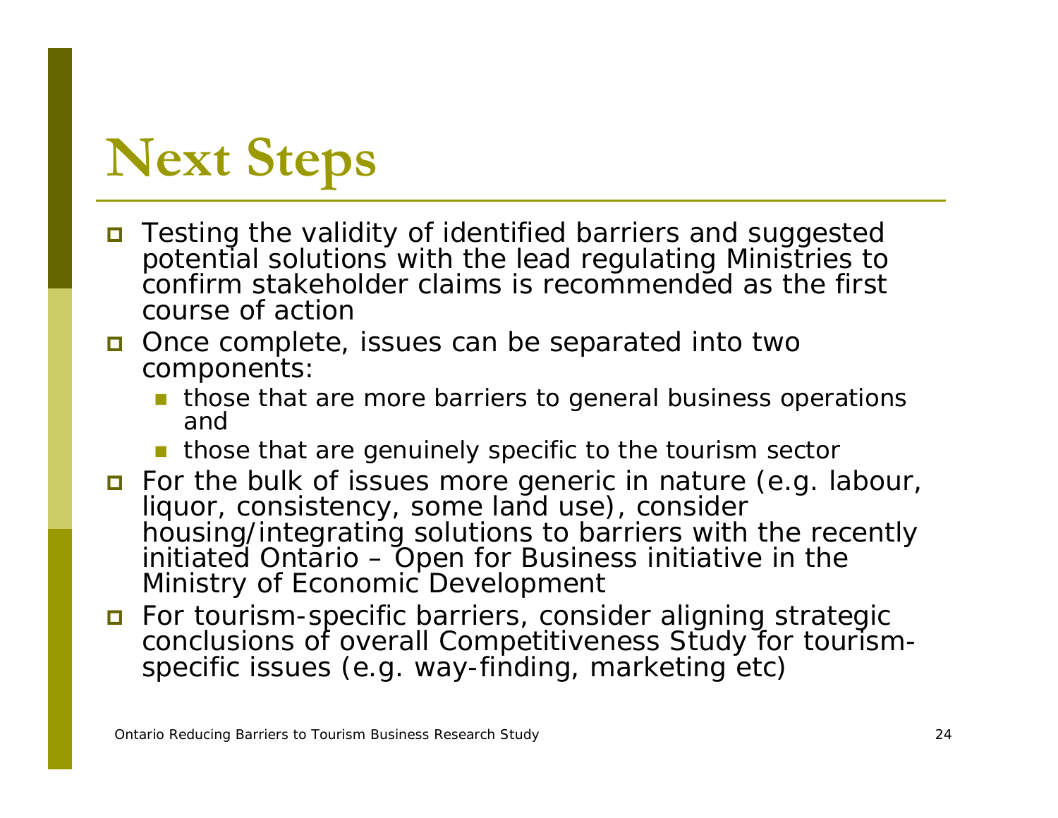# Next Steps

- Testing the validity of identified barriers and suggested potential solutions with the lead regulating Ministries to confirm stakeholder claims is recommended as the first course of action
- Once complete, issues can be separated into two components:
  - those that are more barriers to general business operations and
  - those that are genuinely specific to the tourism sector
- For the bulk of issues more generic in nature (e.g. labour, liquor, consistency, some land use), consider housing/integrating solutions to barriers with the recently initiated Ontario – Open for Business initiative in the Ministry of Economic Development
- For tourism-specific barriers, consider aligning strategic conclusions of overall Competitiveness Study for tourism-specific issues (e.g. way-finding, marketing etc)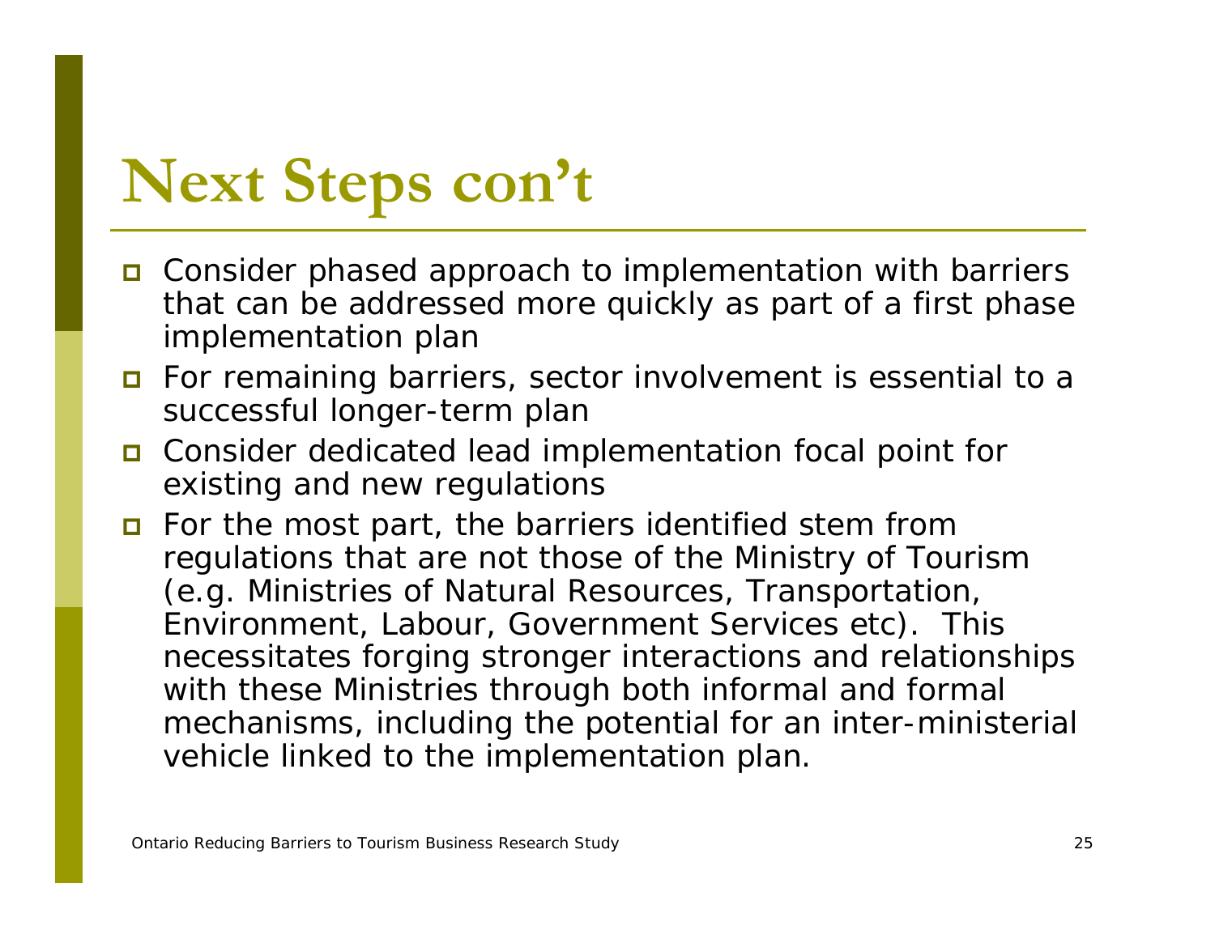# Next Steps con't

- Consider phased approach to implementation with barriers that can be addressed more quickly as part of a first phase implementation plan
- For remaining barriers, sector involvement is essential to a successful longer-term plan
- Consider dedicated lead implementation focal point for existing and new regulations
- For the most part, the barriers identified stem from regulations that are not those of the Ministry of Tourism (e.g. Ministries of Natural Resources, Transportation, Environment, Labour, Government Services etc). This necessitates forging stronger interactions and relationships with these Ministries through both informal and formal mechanisms, including the potential for an inter-ministerial vehicle linked to the implementation plan.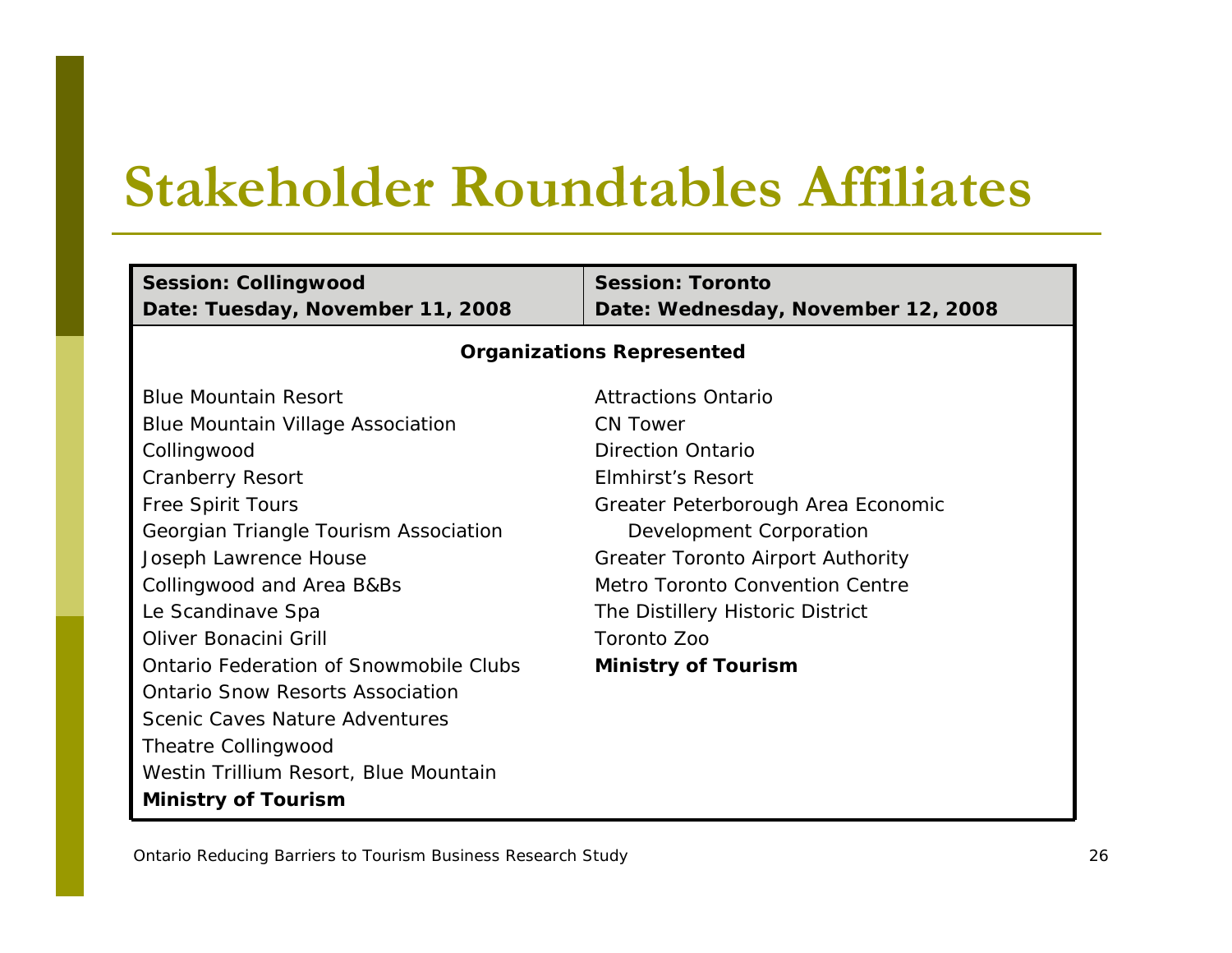# Stakeholder Roundtables Affiliates

| Session: Collingwood<br>Date: Tuesday, November 11, 2008 | Session: Toronto<br>Date: Wednesday, November 12, 2008 |
|---|---|
| **Organizations Represented** | |
| Blue Mountain Resort | Attractions Ontario |
| Blue Mountain Village Association | CN Tower |
| Collingwood | Direction Ontario |
| Cranberry Resort | Elmhirst's Resort |
| Free Spirit Tours | Greater Peterborough Area Economic Development Corporation |
| Georgian Triangle Tourism Association | Greater Toronto Airport Authority |
| Joseph Lawrence House | Metro Toronto Convention Centre |
| Collingwood and Area B&Bs | The Distillery Historic District |
| Le Scandinave Spa | Toronto Zoo |
| Oliver Bonacini Grill | **Ministry of Tourism** |
| Ontario Federation of Snowmobile Clubs | |
| Ontario Snow Resorts Association | |
| Scenic Caves Nature Adventures | |
| Theatre Collingwood | |
| Westin Trillium Resort, Blue Mountain | |
| **Ministry of Tourism** | |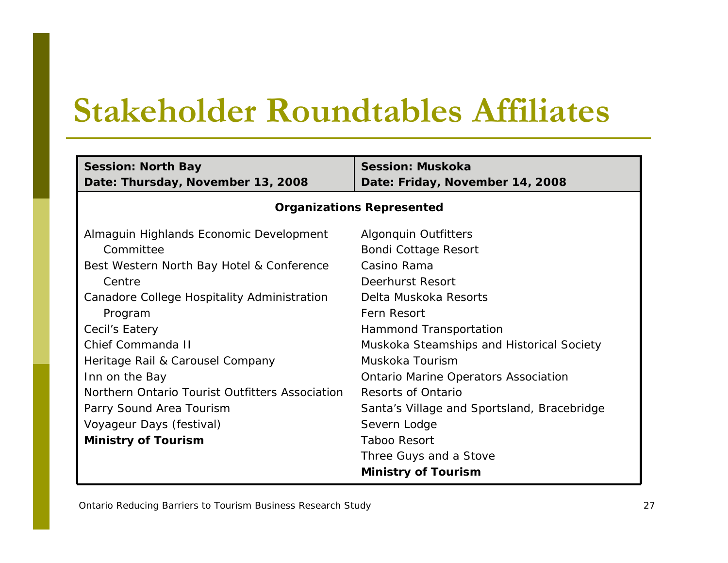# Stakeholder Roundtables Affiliates

| **Session: North Bay**<br>**Date: Thursday, November 13, 2008** | **Session: Muskoka**<br>**Date: Friday, November 14, 2008** |
|---|---|
| **Organizations Represented** | |
| Almaguin Highlands Economic Development Committee | Algonquin Outfitters |
| Best Western North Bay Hotel & Conference Centre | Bondi Cottage Resort |
| Canadore College Hospitality Administration Program | Casino Rama |
| Cecil's Eatery | Deerhurst Resort |
| Chief Commanda II | Delta Muskoka Resorts |
| Heritage Rail & Carousel Company | Fern Resort |
| Inn on the Bay | Hammond Transportation |
| Northern Ontario Tourist Outfitters Association | Muskoka Steamships and Historical Society |
| Parry Sound Area Tourism | Muskoka Tourism |
| Voyageur Days (festival) | Ontario Marine Operators Association |
| **Ministry of Tourism** | Resorts of Ontario |
| | Santa's Village and Sportsland, Bracebridge |
| | Severn Lodge |
| | Taboo Resort |
| | Three Guys and a Stove |
| | **Ministry of Tourism** |

Ontario Reducing Barriers to Tourism Business Research Study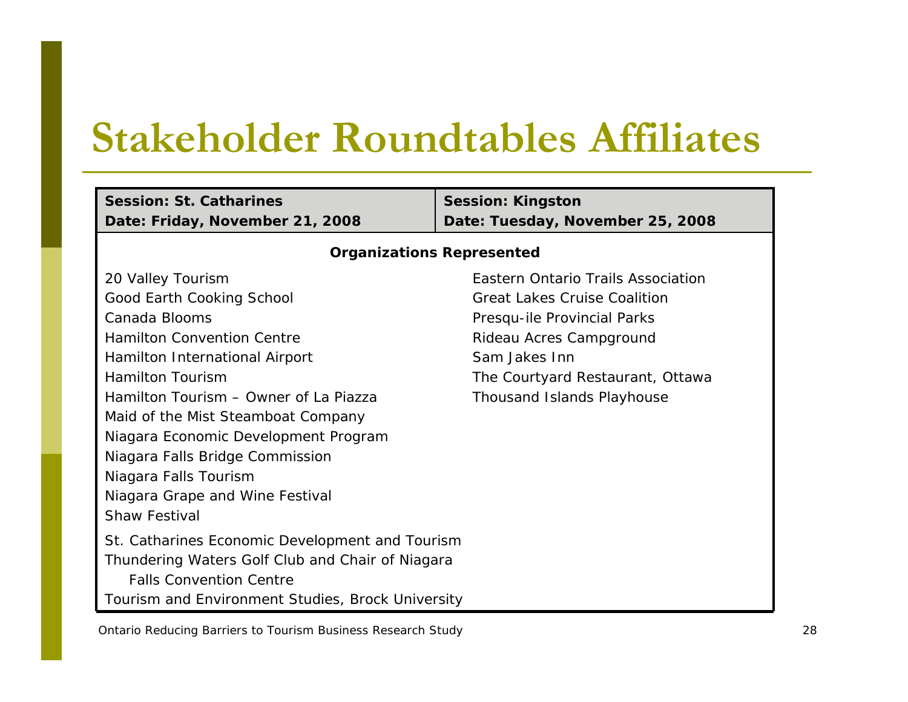# Stakeholder Roundtables Affiliates

| Session: St. Catharines<br>Date: Friday, November 21, 2008 | Session: Kingston<br>Date: Tuesday, November 25, 2008 |
|---|---|
| **Organizations Represented** | |
| 20 Valley Tourism | Eastern Ontario Trails Association |
| Good Earth Cooking School | Great Lakes Cruise Coalition |
| Canada Blooms | Presqu-ile Provincial Parks |
| Hamilton Convention Centre | Rideau Acres Campground |
| Hamilton International Airport | Sam Jakes Inn |
| Hamilton Tourism | The Courtyard Restaurant, Ottawa |
| Hamilton Tourism – Owner of La Piazza | Thousand Islands Playhouse |
| Maid of the Mist Steamboat Company | |
| Niagara Economic Development Program | |
| Niagara Falls Bridge Commission | |
| Niagara Falls Tourism | |
| Niagara Grape and Wine Festival | |
| Shaw Festival | |
| St. Catharines Economic Development and Tourism | |
| Thundering Waters Golf Club and Chair of Niagara Falls Convention Centre | |
| Tourism and Environment Studies, Brock University | |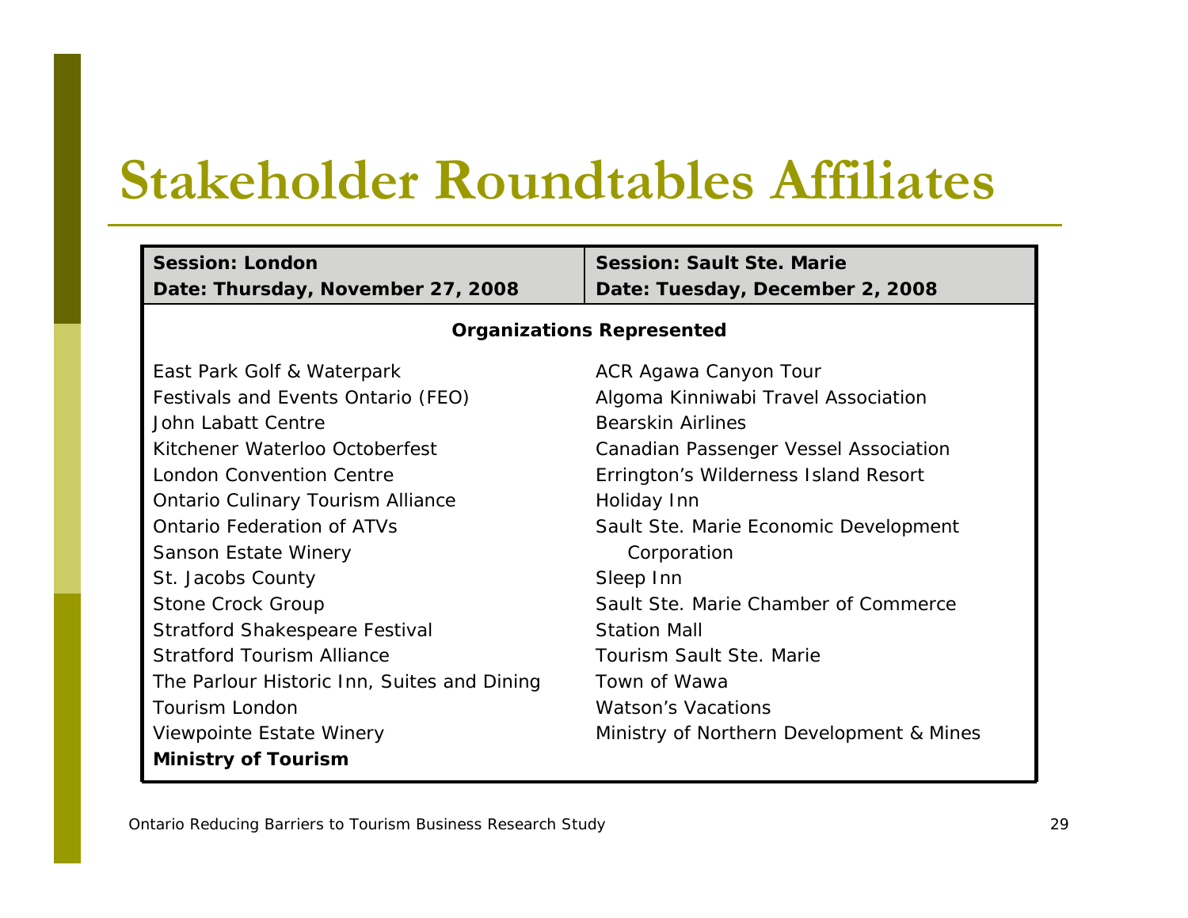# Stakeholder Roundtables Affiliates

| **Session: London**<br>**Date: Thursday, November 27, 2008** | **Session: Sault Ste. Marie**<br>**Date: Tuesday, December 2, 2008** |
|---|---|
| **Organizations Represented** | |
| East Park Golf & Waterpark | ACR Agawa Canyon Tour |
| Festivals and Events Ontario (FEO) | Algoma Kinniwabi Travel Association |
| John Labatt Centre | Bearskin Airlines |
| Kitchener Waterloo Octoberfest | Canadian Passenger Vessel Association |
| London Convention Centre | Errington's Wilderness Island Resort |
| Ontario Culinary Tourism Alliance | Holiday Inn |
| Ontario Federation of ATVs | Sault Ste. Marie Economic Development Corporation |
| Sanson Estate Winery | Sleep Inn |
| St. Jacobs County | Sault Ste. Marie Chamber of Commerce |
| Stone Crock Group | Station Mall |
| Stratford Shakespeare Festival | Tourism Sault Ste. Marie |
| Stratford Tourism Alliance | Town of Wawa |
| The Parlour Historic Inn, Suites and Dining | Watson's Vacations |
| Tourism London | Ministry of Northern Development & Mines |
| Viewpointe Estate Winery | |
| **Ministry of Tourism** | |